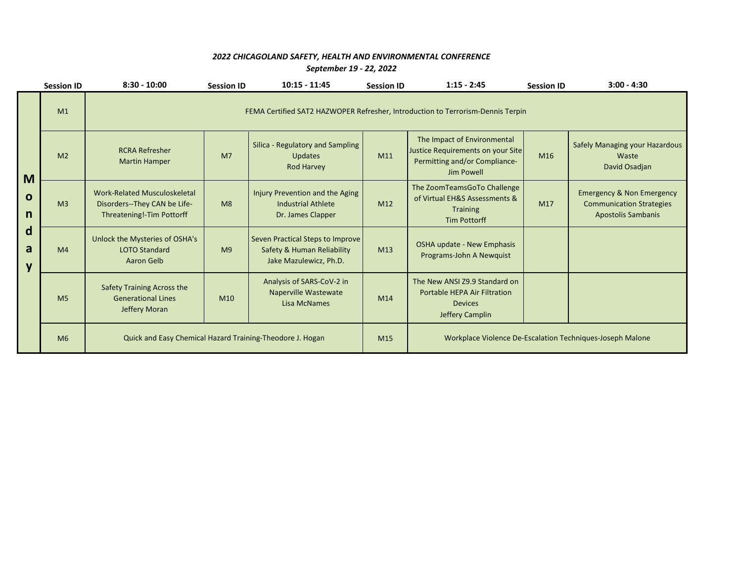*2022 CHICAGOLAND SAFETY, HEALTH AND ENVIRONMENTAL CONFERENCE*

*September 19 - 22, 2022*

| | Session ID | 8:30 - 10:00 | Session ID | 10:15 - 11:45 | Session ID | 1:15 - 2:45 | Session ID | 3:00 - 4:30 |
|---|---|---|---|---|---|---|---|---|
| **Monday** | M1 | FEMA Certified SAT2 HAZWOPER Refresher, Introduction to Terrorism-Dennis Terpin | | | | | | |
| | M2 | RCRA Refresher Martin Hamper | M7 | Silica - Regulatory and Sampling Updates Rod Harvey | M11 | The Impact of Environmental Justice Requirements on your Site Permitting and/or Compliance- Jim Powell | M16 | Safely Managing your Hazardous Waste David Osadjan |
| | M3 | Work-Related Musculoskeletal Disorders--They CAN be Life-Threatening!-Tim Pottorff | M8 | Injury Prevention and the Aging Industrial Athlete Dr. James Clapper | M12 | The ZoomTeamsGoTo Challenge of Virtual EH&S Assessments & Training Tim Pottorff | M17 | Emergency & Non Emergency Communication Strategies Apostolis Sambanis |
| | M4 | Unlock the Mysteries of OSHA's LOTO Standard Aaron Gelb | M9 | Seven Practical Steps to Improve Safety & Human Reliability Jake Mazulewicz, Ph.D. | M13 | OSHA update - New Emphasis Programs-John A Newquist | | |
| | M5 | Safety Training Across the Generational Lines Jeffery Moran | M10 | Analysis of SARS-CoV-2 in Naperville Wastewate Lisa McNames | M14 | The New ANSI Z9.9 Standard on Portable HEPA Air Filtration Devices Jeffery Camplin | | |
| | M6 | Quick and Easy Chemical Hazard Training-Theodore J. Hogan | | | M15 | Workplace Violence De-Escalation Techniques-Joseph Malone | | |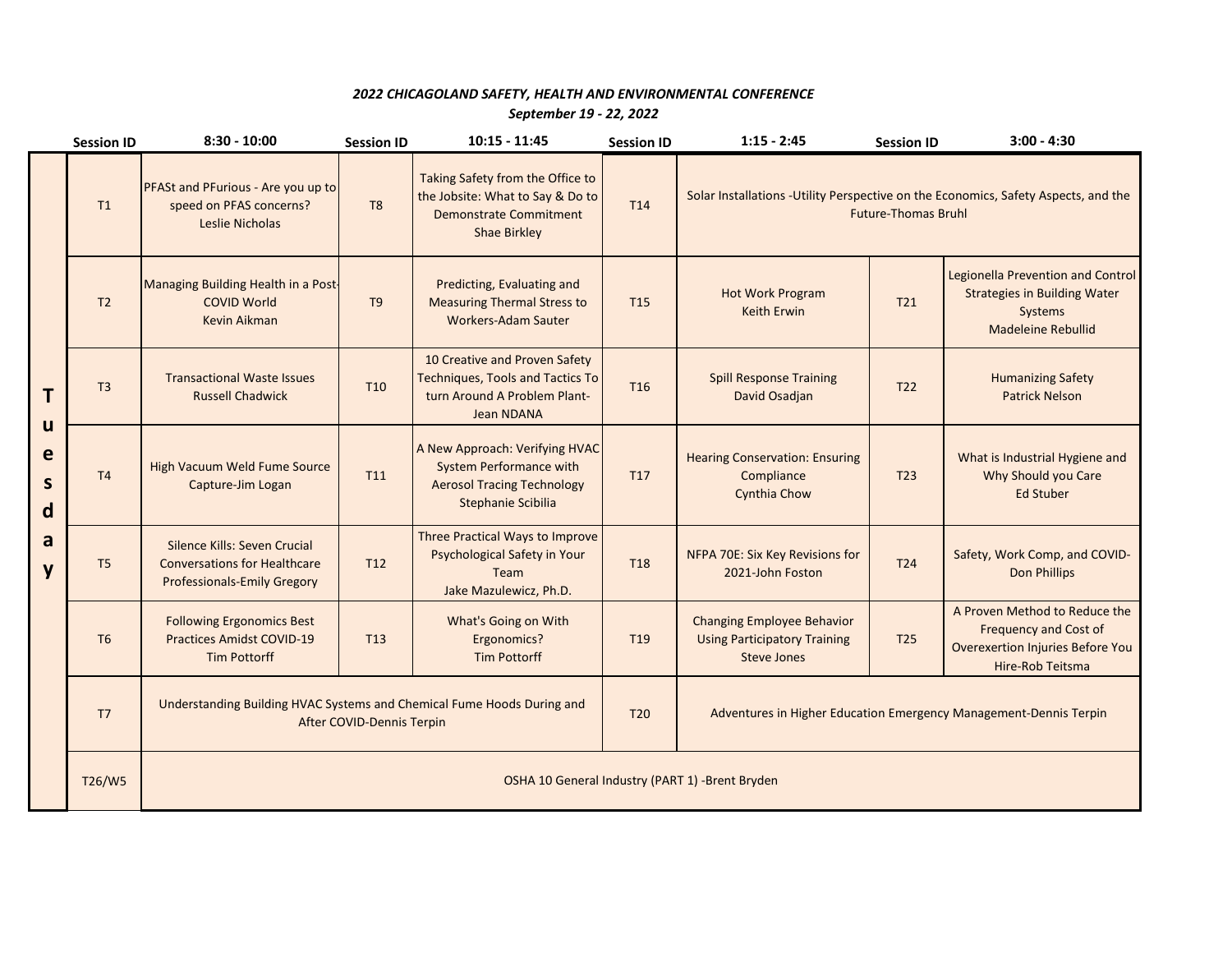*2022 CHICAGOLAND SAFETY, HEALTH AND ENVIRONMENTAL CONFERENCE*

*September 19 - 22, 2022*

| | Session ID | 8:30 - 10:00 | Session ID | 10:15 - 11:45 | Session ID | 1:15 - 2:45 | Session ID | 3:00 - 4:30 |
|---|---|---|---|---|---|---|---|---|
| **Tuesday** | T1 | PFASt and PFurious - Are you up to speed on PFAS concerns? Leslie Nicholas | T8 | Taking Safety from the Office to the Jobsite: What to Say & Do to Demonstrate Commitment Shae Birkley | T14 | Solar Installations -Utility Perspective on the Economics, Safety Aspects, and the Future-Thomas Bruhl | | |
| | T2 | Managing Building Health in a Post-COVID World Kevin Aikman | T9 | Predicting, Evaluating and Measuring Thermal Stress to Workers-Adam Sauter | T15 | Hot Work Program Keith Erwin | T21 | Legionella Prevention and Control Strategies in Building Water Systems Madeleine Rebullid |
| | T3 | Transactional Waste Issues Russell Chadwick | T10 | 10 Creative and Proven Safety Techniques, Tools and Tactics To turn Around A Problem Plant-Jean NDANA | T16 | Spill Response Training David Osadjan | T22 | Humanizing Safety Patrick Nelson |
| | T4 | High Vacuum Weld Fume Source Capture-Jim Logan | T11 | A New Approach: Verifying HVAC System Performance with Aerosol Tracing Technology Stephanie Scibilia | T17 | Hearing Conservation: Ensuring Compliance Cynthia Chow | T23 | What is Industrial Hygiene and Why Should you Care Ed Stuber |
| | T5 | Silence Kills: Seven Crucial Conversations for Healthcare Professionals-Emily Gregory | T12 | Three Practical Ways to Improve Psychological Safety in Your Team Jake Mazulewicz, Ph.D. | T18 | NFPA 70E: Six Key Revisions for 2021-John Foston | T24 | Safety, Work Comp, and COVID-Don Phillips |
| | T6 | Following Ergonomics Best Practices Amidst COVID-19 Tim Pottorff | T13 | What's Going on With Ergonomics? Tim Pottorff | T19 | Changing Employee Behavior Using Participatory Training Steve Jones | T25 | A Proven Method to Reduce the Frequency and Cost of Overexertion Injuries Before You Hire-Rob Teitsma |
| | T7 | Understanding Building HVAC Systems and Chemical Fume Hoods During and After COVID-Dennis Terpin | | | T20 | Adventures in Higher Education Emergency Management-Dennis Terpin | | |
| | T26/W5 | OSHA 10 General Industry (PART 1) -Brent Bryden | | | | | | |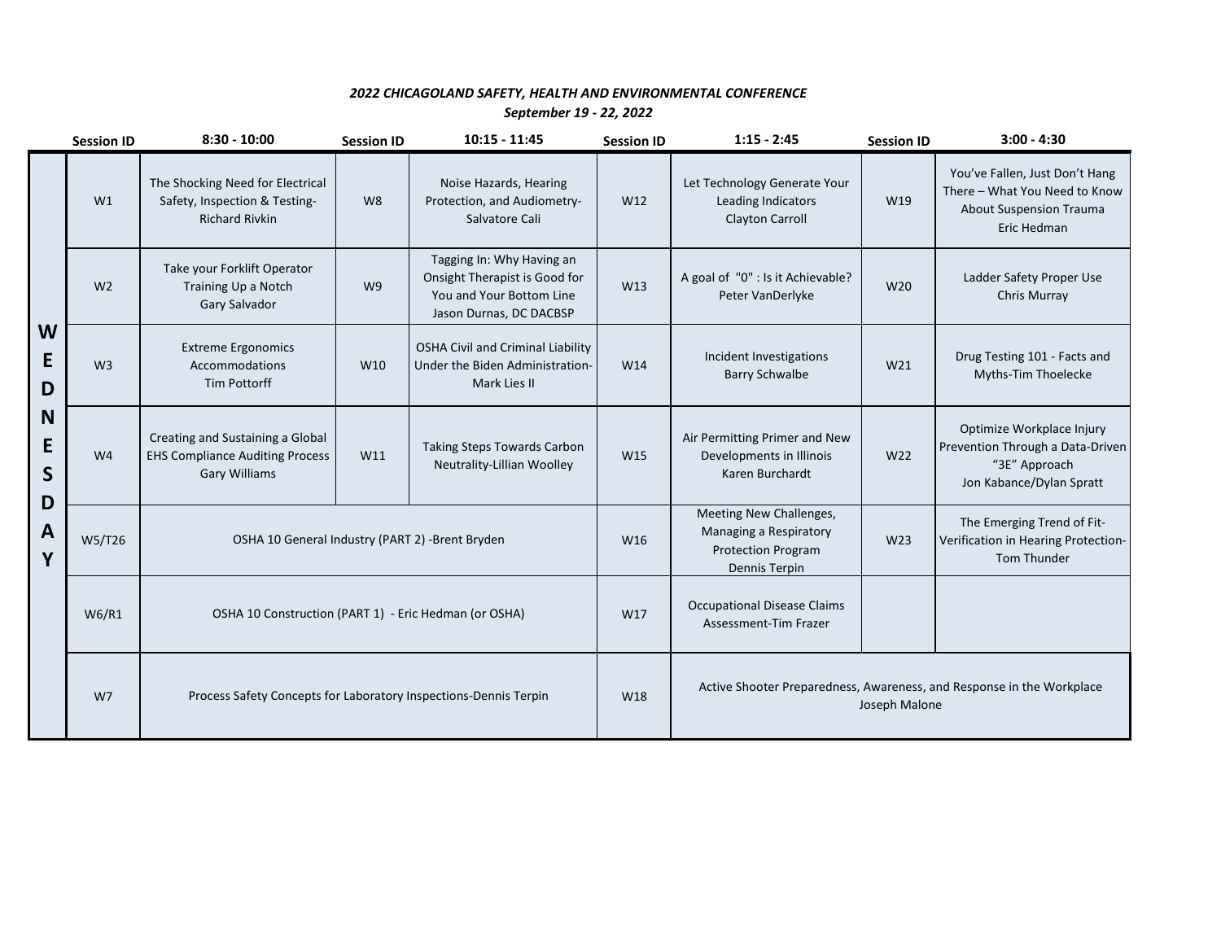***2022 CHICAGOLAND SAFETY, HEALTH AND ENVIRONMENTAL CONFERENCE***

***September 19 - 22, 2022***

| | Session ID | 8:30 - 10:00 | Session ID | 10:15 - 11:45 | Session ID | 1:15 - 2:45 | Session ID | 3:00 - 4:30 |
|---|---|---|---|---|---|---|---|---|
| WEDNESDAY | W1 | The Shocking Need for Electrical Safety, Inspection & Testing-Richard Rivkin | W8 | Noise Hazards, Hearing Protection, and Audiometry-Salvatore Cali | W12 | Let Technology Generate Your Leading Indicators Clayton Carroll | W19 | You've Fallen, Just Don't Hang There – What You Need to Know About Suspension Trauma Eric Hedman |
| | W2 | Take your Forklift Operator Training Up a Notch Gary Salvador | W9 | Tagging In: Why Having an Onsight Therapist is Good for You and Your Bottom Line Jason Durnas, DC DACBSP | W13 | A goal of "0" : Is it Achievable? Peter VanDerlyke | W20 | Ladder Safety Proper Use Chris Murray |
| | W3 | Extreme Ergonomics Accommodations Tim Pottorff | W10 | OSHA Civil and Criminal Liability Under the Biden Administration-Mark Lies II | W14 | Incident Investigations Barry Schwalbe | W21 | Drug Testing 101 - Facts and Myths-Tim Thoelecke |
| | W4 | Creating and Sustaining a Global EHS Compliance Auditing Process Gary Williams | W11 | Taking Steps Towards Carbon Neutrality-Lillian Woolley | W15 | Air Permitting Primer and New Developments in Illinois Karen Burchardt | W22 | Optimize Workplace Injury Prevention Through a Data-Driven "3E" Approach Jon Kabance/Dylan Spratt |
| | W5/T26 | OSHA 10 General Industry (PART 2) -Brent Bryden | | | W16 | Meeting New Challenges, Managing a Respiratory Protection Program Dennis Terpin | W23 | The Emerging Trend of Fit-Verification in Hearing Protection-Tom Thunder |
| | W6/R1 | OSHA 10 Construction (PART 1) - Eric Hedman (or OSHA) | | | W17 | Occupational Disease Claims Assessment-Tim Frazer | | |
| | W7 | Process Safety Concepts for Laboratory Inspections-Dennis Terpin | | | W18 | Active Shooter Preparedness, Awareness, and Response in the Workplace Joseph Malone | | |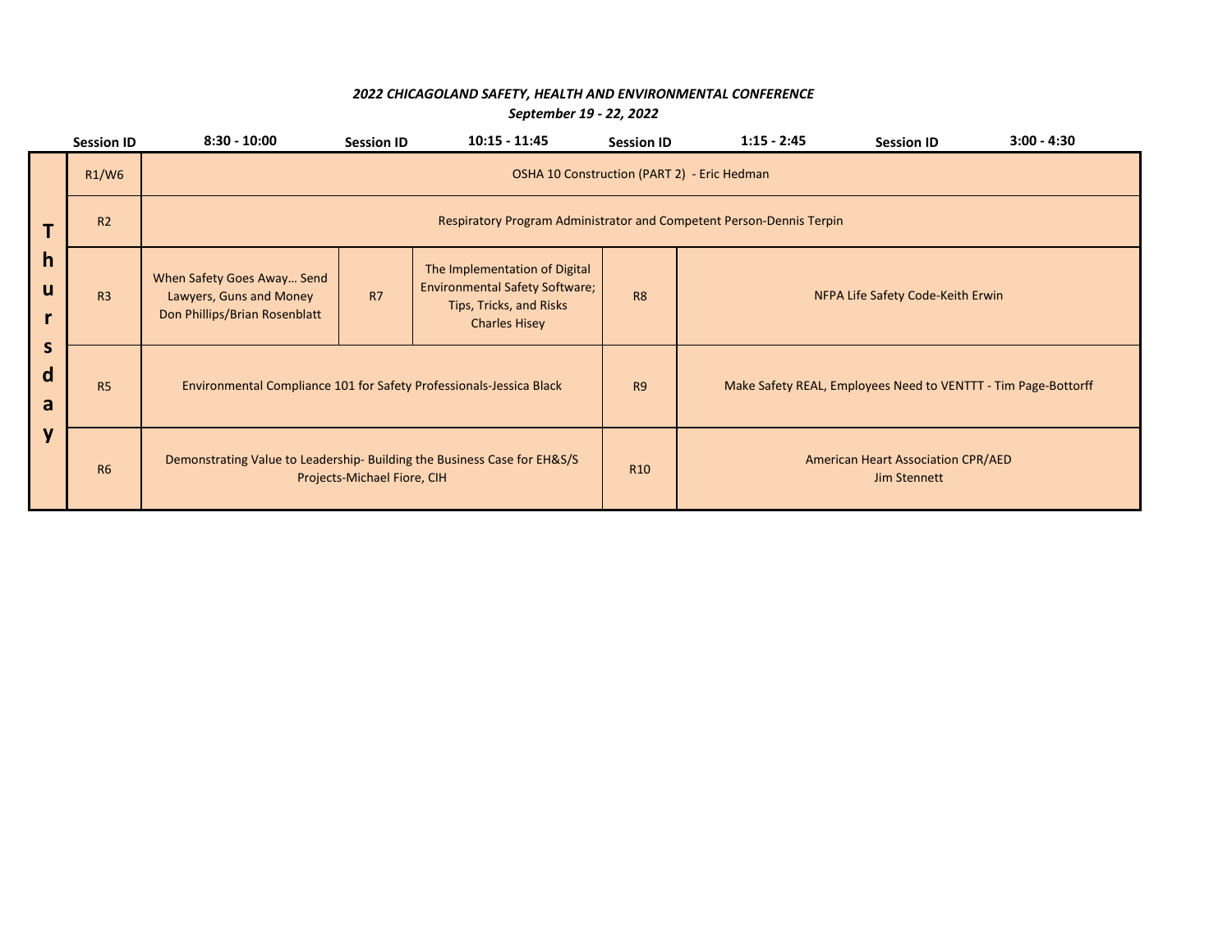*2022 CHICAGOLAND SAFETY, HEALTH AND ENVIRONMENTAL CONFERENCE*

*September 19 - 22, 2022*

| | Session ID | 8:30 - 10:00 | Session ID | 10:15 - 11:45 | Session ID | 1:15 - 2:45 | Session ID | 3:00 - 4:30 |
|---|---|---|---|---|---|---|---|---|
| Thursday | R1/W6 | OSHA 10 Construction (PART 2) - Eric Hedman | | | | | | |
| | R2 | Respiratory Program Administrator and Competent Person-Dennis Terpin | | | | | | |
| | R3 | When Safety Goes Away… Send Lawyers, Guns and Money Don Phillips/Brian Rosenblatt | R7 | The Implementation of Digital Environmental Safety Software; Tips, Tricks, and Risks Charles Hisey | R8 | NFPA Life Safety Code-Keith Erwin | | |
| | R5 | Environmental Compliance 101 for Safety Professionals-Jessica Black | | | R9 | Make Safety REAL, Employees Need to VENTTT - Tim Page-Bottorff | | |
| | R6 | Demonstrating Value to Leadership- Building the Business Case for EH&S/S Projects-Michael Fiore, CIH | | | R10 | American Heart Association CPR/AED Jim Stennett | | |